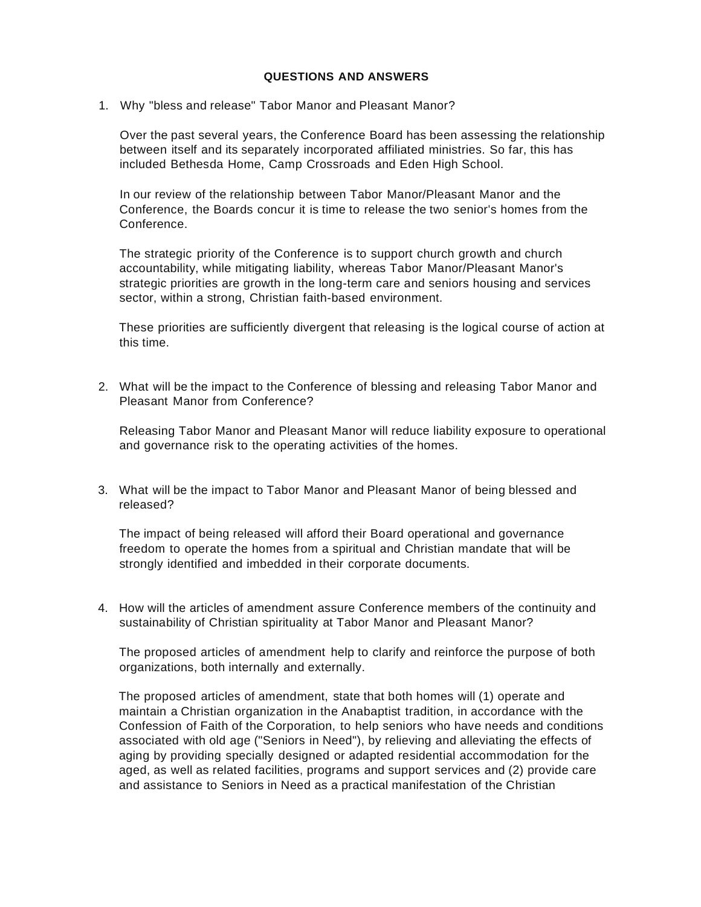## QUESTIONS AND ANSWERS

1. Why "bless and release" Tabor Manor and Pleasant Manor?

   Over the past several years, the Conference Board has been assessing the relationship between itself and its separately incorporated affiliated ministries. So far, this has included Bethesda Home, Camp Crossroads and Eden High School.

   In our review of the relationship between Tabor Manor/Pleasant Manor and the Conference, the Boards concur it is time to release the two senior's homes from the Conference.

   The strategic priority of the Conference is to support church growth and church accountability, while mitigating liability, whereas Tabor Manor/Pleasant Manor's strategic priorities are growth in the long-term care and seniors housing and services sector, within a strong, Christian faith-based environment.

   These priorities are sufficiently divergent that releasing is the logical course of action at this time.

2. What will be the impact to the Conference of blessing and releasing Tabor Manor and Pleasant Manor from Conference?

   Releasing Tabor Manor and Pleasant Manor will reduce liability exposure to operational and governance risk to the operating activities of the homes.

3. What will be the impact to Tabor Manor and Pleasant Manor of being blessed and released?

   The impact of being released will afford their Board operational and governance freedom to operate the homes from a spiritual and Christian mandate that will be strongly identified and imbedded in their corporate documents.

4. How will the articles of amendment assure Conference members of the continuity and sustainability of Christian spirituality at Tabor Manor and Pleasant Manor?

   The proposed articles of amendment help to clarify and reinforce the purpose of both organizations, both internally and externally.

   The proposed articles of amendment, state that both homes will (1) operate and maintain a Christian organization in the Anabaptist tradition, in accordance with the Confession of Faith of the Corporation, to help seniors who have needs and conditions associated with old age ("Seniors in Need"), by relieving and alleviating the effects of aging by providing specially designed or adapted residential accommodation for the aged, as well as related facilities, programs and support services and (2) provide care and assistance to Seniors in Need as a practical manifestation of the Christian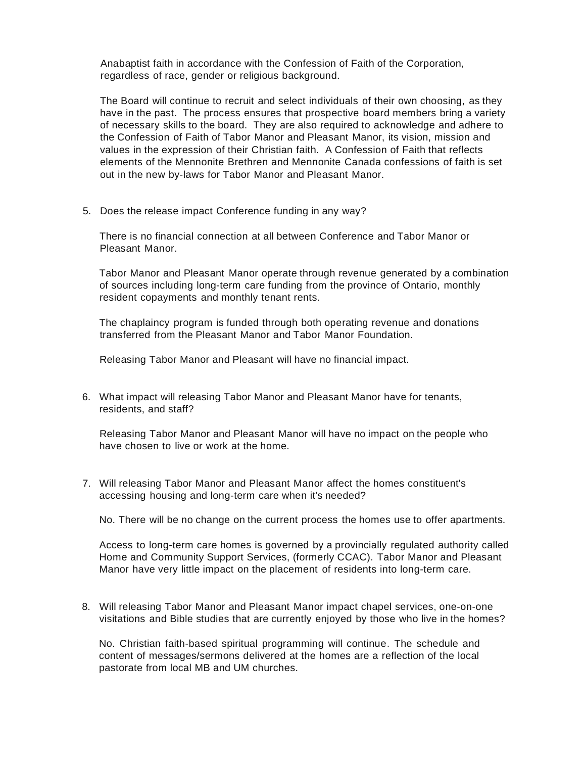Anabaptist faith in accordance with the Confession of Faith of the Corporation, regardless of race, gender or religious background.

The Board will continue to recruit and select individuals of their own choosing, as they have in the past. The process ensures that prospective board members bring a variety of necessary skills to the board. They are also required to acknowledge and adhere to the Confession of Faith of Tabor Manor and Pleasant Manor, its vision, mission and values in the expression of their Christian faith. A Confession of Faith that reflects elements of the Mennonite Brethren and Mennonite Canada confessions of faith is set out in the new by-laws for Tabor Manor and Pleasant Manor.

5. Does the release impact Conference funding in any way?

   There is no financial connection at all between Conference and Tabor Manor or Pleasant Manor.

   Tabor Manor and Pleasant Manor operate through revenue generated by a combination of sources including long-term care funding from the province of Ontario, monthly resident copayments and monthly tenant rents.

   The chaplaincy program is funded through both operating revenue and donations transferred from the Pleasant Manor and Tabor Manor Foundation.

   Releasing Tabor Manor and Pleasant will have no financial impact.

6. What impact will releasing Tabor Manor and Pleasant Manor have for tenants, residents, and staff?

   Releasing Tabor Manor and Pleasant Manor will have no impact on the people who have chosen to live or work at the home.

7. Will releasing Tabor Manor and Pleasant Manor affect the homes constituent's accessing housing and long-term care when it's needed?

   No. There will be no change on the current process the homes use to offer apartments.

   Access to long-term care homes is governed by a provincially regulated authority called Home and Community Support Services, (formerly CCAC). Tabor Manor and Pleasant Manor have very little impact on the placement of residents into long-term care.

8. Will releasing Tabor Manor and Pleasant Manor impact chapel services, one-on-one visitations and Bible studies that are currently enjoyed by those who live in the homes?

   No. Christian faith-based spiritual programming will continue. The schedule and content of messages/sermons delivered at the homes are a reflection of the local pastorate from local MB and UM churches.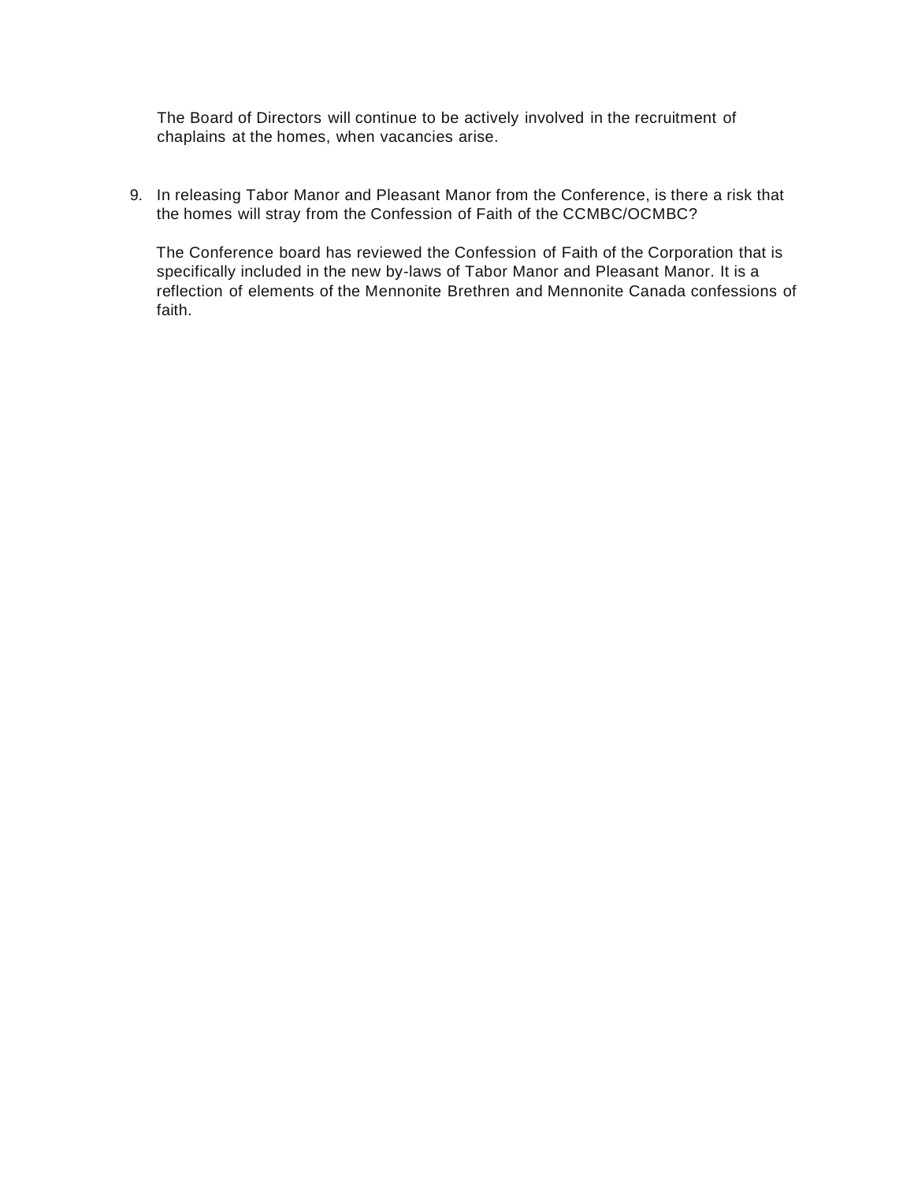The Board of Directors will continue to be actively involved in the recruitment of chaplains at the homes, when vacancies arise.

9. In releasing Tabor Manor and Pleasant Manor from the Conference, is there a risk that the homes will stray from the Confession of Faith of the CCMBC/OCMBC?

   The Conference board has reviewed the Confession of Faith of the Corporation that is specifically included in the new by-laws of Tabor Manor and Pleasant Manor. It is a reflection of elements of the Mennonite Brethren and Mennonite Canada confessions of faith.